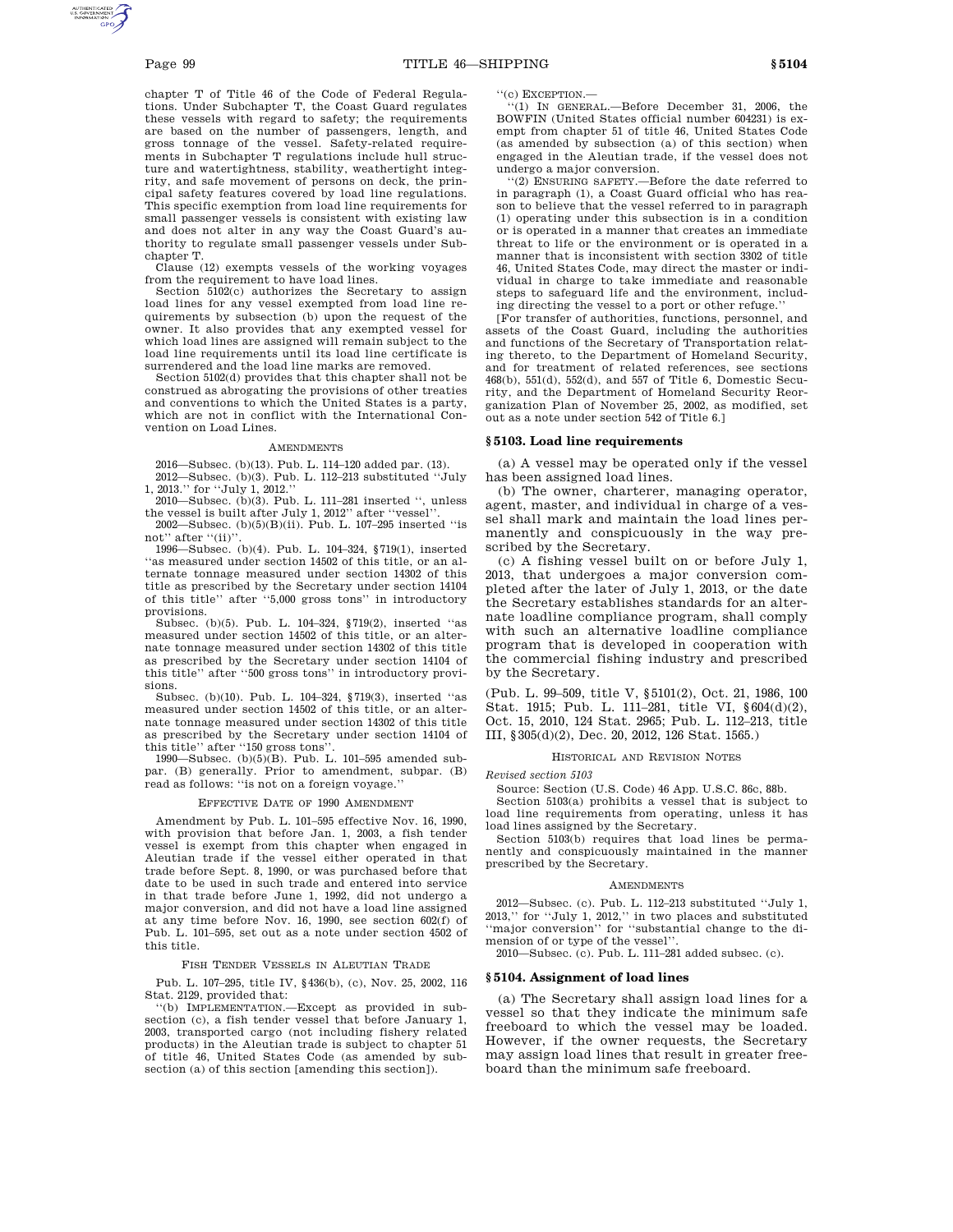chapter T of Title 46 of the Code of Federal Regulations. Under Subchapter T, the Coast Guard regulates these vessels with regard to safety; the requirements are based on the number of passengers, length, and gross tonnage of the vessel. Safety-related requirements in Subchapter T regulations include hull structure and watertightness, stability, weathertight integrity, and safe movement of persons on deck, the principal safety features covered by load line regulations. This specific exemption from load line requirements for small passenger vessels is consistent with existing law and does not alter in any way the Coast Guard's authority to regulate small passenger vessels under Subchapter T.

Clause (12) exempts vessels of the working voyages from the requirement to have load lines.

Section 5102(c) authorizes the Secretary to assign load lines for any vessel exempted from load line requirements by subsection (b) upon the request of the owner. It also provides that any exempted vessel for which load lines are assigned will remain subject to the load line requirements until its load line certificate is surrendered and the load line marks are removed.

Section 5102(d) provides that this chapter shall not be construed as abrogating the provisions of other treaties and conventions to which the United States is a party, which are not in conflict with the International Convention on Load Lines.

AMENDMENTS

2016—Subsec. (b)(13). Pub. L. 114–120 added par. (13).

2012—Subsec. (b)(3). Pub. L. 112–213 substituted "July 1, 2013." for "July 1, 2012."

2010—Subsec. (b)(3). Pub. L. 111–281 inserted ", unless the vessel is built after July 1, 2012" after "vessel".

2002—Subsec. (b)(5)(B)(ii). Pub. L. 107–295 inserted "is not" after "(ii)".

1996—Subsec. (b)(4). Pub. L. 104–324, §719(1), inserted "as measured under section 14502 of this title, or an alternate tonnage measured under section 14302 of this title as prescribed by the Secretary under section 14104 of this title" after "5,000 gross tons" in introductory provisions.

Subsec. (b)(5). Pub. L. 104–324, §719(2), inserted "as measured under section 14502 of this title, or an alternate tonnage measured under section 14302 of this title as prescribed by the Secretary under section 14104 of this title" after "500 gross tons" in introductory provisions.

Subsec. (b)(10). Pub. L. 104–324, §719(3), inserted "as measured under section 14502 of this title, or an alternate tonnage measured under section 14302 of this title as prescribed by the Secretary under section 14104 of this title" after "150 gross tons".

1990—Subsec. (b)(5)(B). Pub. L. 101–595 amended subpar. (B) generally. Prior to amendment, subpar. (B) read as follows: "is not on a foreign voyage."

EFFECTIVE DATE OF 1990 AMENDMENT

Amendment by Pub. L. 101–595 effective Nov. 16, 1990, with provision that before Jan. 1, 2003, a fish tender vessel is exempt from this chapter when engaged in Aleutian trade if the vessel either operated in that trade before Sept. 8, 1990, or was purchased before that date to be used in such trade and entered into service in that trade before June 1, 1992, did not undergo a major conversion, and did not have a load line assigned at any time before Nov. 16, 1990, see section 602(f) of Pub. L. 101–595, set out as a note under section 4502 of this title.

FISH TENDER VESSELS IN ALEUTIAN TRADE

Pub. L. 107–295, title IV, §436(b), (c), Nov. 25, 2002, 116 Stat. 2129, provided that:

"(b) IMPLEMENTATION.—Except as provided in subsection (c), a fish tender vessel that before January 1, 2003, transported cargo (not including fishery related products) in the Aleutian trade is subject to chapter 51 of title 46, United States Code (as amended by subsection (a) of this section [amending this section]).

"(c) EXCEPTION.—

"(1) IN GENERAL.—Before December 31, 2006, the BOWFIN (United States official number 604231) is exempt from chapter 51 of title 46, United States Code (as amended by subsection (a) of this section) when engaged in the Aleutian trade, if the vessel does not undergo a major conversion.

"(2) ENSURING SAFETY.—Before the date referred to in paragraph (1), a Coast Guard official who has reason to believe that the vessel referred to in paragraph (1) operating under this subsection is in a condition or is operated in a manner that creates an immediate threat to life or the environment or is operated in a manner that is inconsistent with section 3302 of title 46, United States Code, may direct the master or individual in charge to take immediate and reasonable steps to safeguard life and the environment, including directing the vessel to a port or other refuge."

[For transfer of authorities, functions, personnel, and assets of the Coast Guard, including the authorities and functions of the Secretary of Transportation relating thereto, to the Department of Homeland Security, and for treatment of related references, see sections 468(b), 551(d), 552(d), and 557 of Title 6, Domestic Security, and the Department of Homeland Security Reorganization Plan of November 25, 2002, as modified, set out as a note under section 542 of Title 6.]

## §5103. Load line requirements

(a) A vessel may be operated only if the vessel has been assigned load lines.

(b) The owner, charterer, managing operator, agent, master, and individual in charge of a vessel shall mark and maintain the load lines permanently and conspicuously in the way prescribed by the Secretary.

(c) A fishing vessel built on or before July 1, 2013, that undergoes a major conversion completed after the later of July 1, 2013, or the date the Secretary establishes standards for an alternate loadline compliance program, shall comply with such an alternative loadline compliance program that is developed in cooperation with the commercial fishing industry and prescribed by the Secretary.

(Pub. L. 99–509, title V, §5101(2), Oct. 21, 1986, 100 Stat. 1915; Pub. L. 111–281, title VI, §604(d)(2), Oct. 15, 2010, 124 Stat. 2965; Pub. L. 112–213, title III, §305(d)(2), Dec. 20, 2012, 126 Stat. 1565.)

HISTORICAL AND REVISION NOTES

*Revised section 5103*

Source: Section (U.S. Code) 46 App. U.S.C. 86c, 88b.

Section 5103(a) prohibits a vessel that is subject to load line requirements from operating, unless it has load lines assigned by the Secretary.

Section 5103(b) requires that load lines be permanently and conspicuously maintained in the manner prescribed by the Secretary.

AMENDMENTS

2012—Subsec. (c). Pub. L. 112–213 substituted "July 1, 2013," for "July 1, 2012," in two places and substituted "major conversion" for "substantial change to the dimension of or type of the vessel".

2010—Subsec. (c). Pub. L. 111–281 added subsec. (c).

## §5104. Assignment of load lines

(a) The Secretary shall assign load lines for a vessel so that they indicate the minimum safe freeboard to which the vessel may be loaded. However, if the owner requests, the Secretary may assign load lines that result in greater freeboard than the minimum safe freeboard.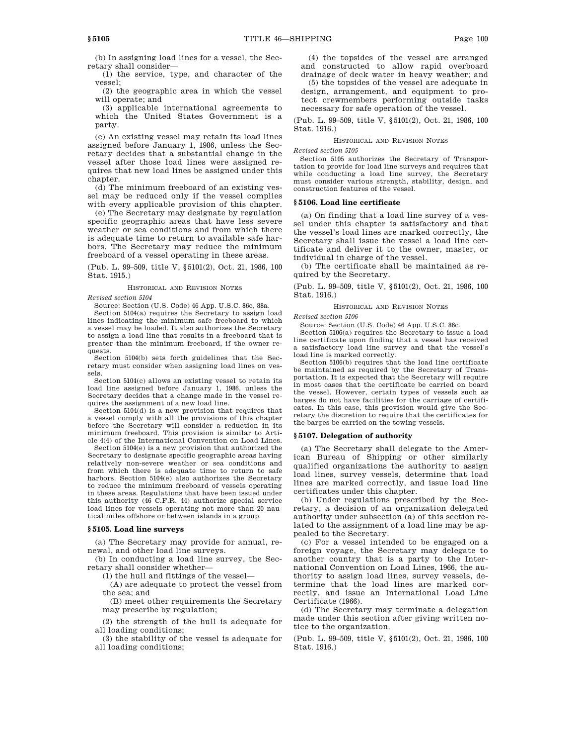(b) In assigning load lines for a vessel, the Secretary shall consider—

(1) the service, type, and character of the vessel;

(2) the geographic area in which the vessel will operate; and

(3) applicable international agreements to which the United States Government is a party.

(c) An existing vessel may retain its load lines assigned before January 1, 1986, unless the Secretary decides that a substantial change in the vessel after those load lines were assigned requires that new load lines be assigned under this chapter.

(d) The minimum freeboard of an existing vessel may be reduced only if the vessel complies with every applicable provision of this chapter.

(e) The Secretary may designate by regulation specific geographic areas that have less severe weather or sea conditions and from which there is adequate time to return to available safe harbors. The Secretary may reduce the minimum freeboard of a vessel operating in these areas.

(Pub. L. 99–509, title V, §5101(2), Oct. 21, 1986, 100 Stat. 1915.)

HISTORICAL AND REVISION NOTES

*Revised section 5104*

Source: Section (U.S. Code) 46 App. U.S.C. 86c, 88a.

Section 5104(a) requires the Secretary to assign load lines indicating the minimum safe freeboard to which a vessel may be loaded. It also authorizes the Secretary to assign a load line that results in a freeboard that is greater than the minimum freeboard, if the owner requests.

Section 5104(b) sets forth guidelines that the Secretary must consider when assigning load lines on vessels.

Section 5104(c) allows an existing vessel to retain its load line assigned before January 1, 1986, unless the Secretary decides that a change made in the vessel requires the assignment of a new load line.

Section 5104(d) is a new provision that requires that a vessel comply with all the provisions of this chapter before the Secretary will consider a reduction in its minimum freeboard. This provision is similar to Article 4(4) of the International Convention on Load Lines.

Section 5104(e) is a new provision that authorized the Secretary to designate specific geographic areas having relatively non-severe weather or sea conditions and from which there is adequate time to return to safe harbors. Section 5104(e) also authorizes the Secretary to reduce the minimum freeboard of vessels operating in these areas. Regulations that have been issued under this authority (46 C.F.R. 44) authorize special service load lines for vessels operating not more than 20 nautical miles offshore or between islands in a group.

### §5105. Load line surveys

(a) The Secretary may provide for annual, renewal, and other load line surveys.

(b) In conducting a load line survey, the Secretary shall consider whether—

(1) the hull and fittings of the vessel—

(A) are adequate to protect the vessel from the sea; and

(B) meet other requirements the Secretary may prescribe by regulation;

(2) the strength of the hull is adequate for all loading conditions;

(3) the stability of the vessel is adequate for all loading conditions;

(4) the topsides of the vessel are arranged and constructed to allow rapid overboard drainage of deck water in heavy weather; and

(5) the topsides of the vessel are adequate in design, arrangement, and equipment to protect crewmembers performing outside tasks necessary for safe operation of the vessel.

(Pub. L. 99–509, title V, §5101(2), Oct. 21, 1986, 100 Stat. 1916.)

HISTORICAL AND REVISION NOTES

*Revised section 5105*

Section 5105 authorizes the Secretary of Transportation to provide for load line surveys and requires that while conducting a load line survey, the Secretary must consider various strength, stability, design, and construction features of the vessel.

### §5106. Load line certificate

(a) On finding that a load line survey of a vessel under this chapter is satisfactory and that the vessel's load lines are marked correctly, the Secretary shall issue the vessel a load line certificate and deliver it to the owner, master, or individual in charge of the vessel.

(b) The certificate shall be maintained as required by the Secretary.

(Pub. L. 99–509, title V, §5101(2), Oct. 21, 1986, 100 Stat. 1916.)

HISTORICAL AND REVISION NOTES

*Revised section 5106*

Source: Section (U.S. Code) 46 App. U.S.C. 86c.

Section 5106(a) requires the Secretary to issue a load line certificate upon finding that a vessel has received a satisfactory load line survey and that the vessel's load line is marked correctly.

Section 5106(b) requires that the load line certificate be maintained as required by the Secretary of Transportation. It is expected that the Secretary will require in most cases that the certificate be carried on board the vessel. However, certain types of vessels such as barges do not have facilities for the carriage of certificates. In this case, this provision would give the Secretary the discretion to require that the certificates for the barges be carried on the towing vessels.

### §5107. Delegation of authority

(a) The Secretary shall delegate to the American Bureau of Shipping or other similarly qualified organizations the authority to assign load lines, survey vessels, determine that load lines are marked correctly, and issue load line certificates under this chapter.

(b) Under regulations prescribed by the Secretary, a decision of an organization delegated authority under subsection (a) of this section related to the assignment of a load line may be appealed to the Secretary.

(c) For a vessel intended to be engaged on a foreign voyage, the Secretary may delegate to another country that is a party to the International Convention on Load Lines, 1966, the authority to assign load lines, survey vessels, determine that the load lines are marked correctly, and issue an International Load Line Certificate (1966).

(d) The Secretary may terminate a delegation made under this section after giving written notice to the organization.

(Pub. L. 99–509, title V, §5101(2), Oct. 21, 1986, 100 Stat. 1916.)